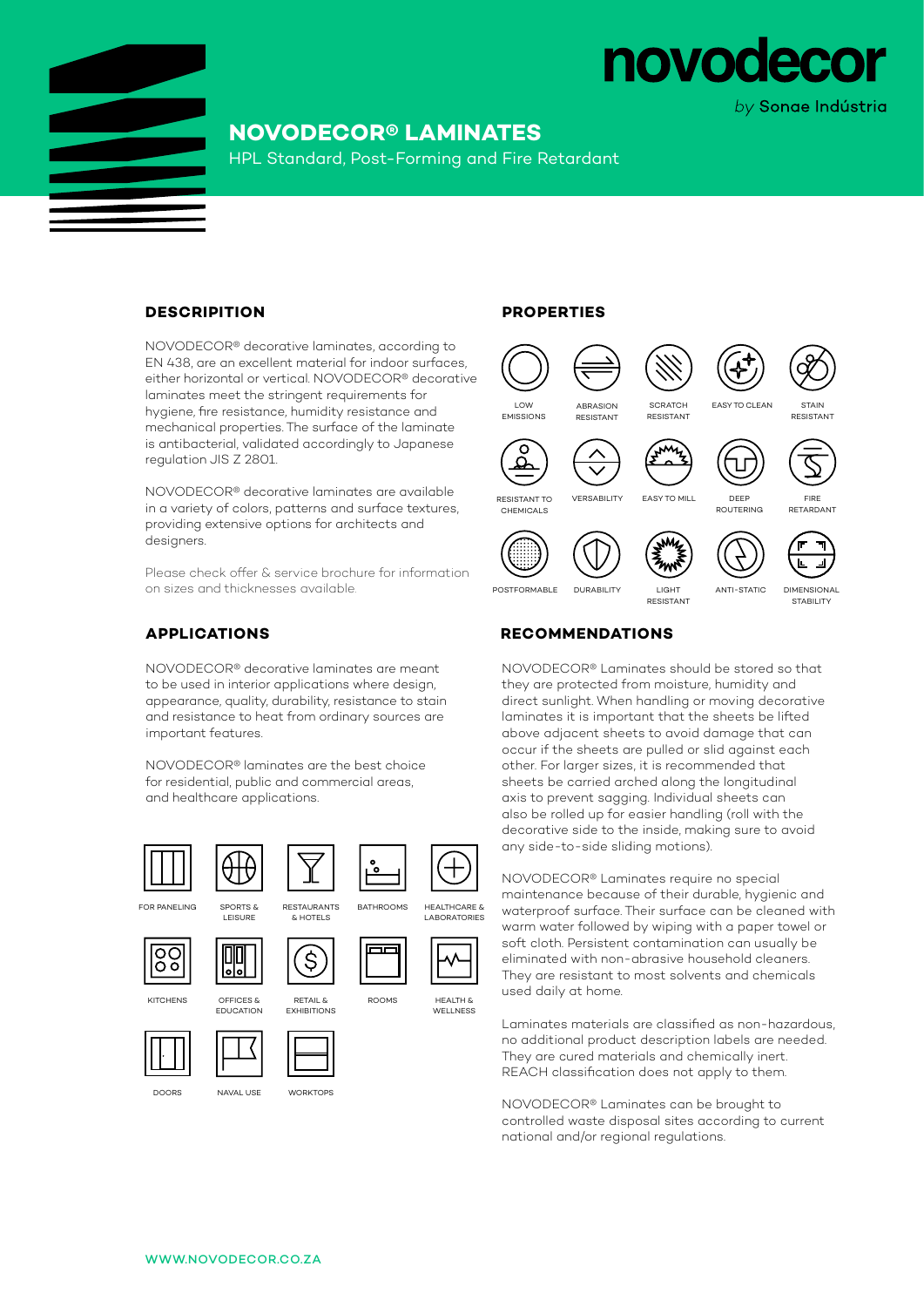# novodecor

*by* Sonae Indústria

## NOVODECOR® LAMINATES

HPL Standard, Post-Forming and Fire Retardant

### DESCRIPITION

NOVODECOR® decorative laminates, according to EN 438, are an excellent material for indoor surfaces, either horizontal or vertical. NOVODECOR® decorative laminates meet the stringent requirements for hygiene, fire resistance, humidity resistance and mechanical properties. The surface of the laminate is antibacterial, validated accordingly to Japanese regulation JIS Z 2801.

NOVODECOR® decorative laminates are available in a variety of colors, patterns and surface textures, providing extensive options for architects and designers.

Please check offer & service brochure for information on sizes and thicknesses available.

### PROPERTIES

- LOW EMISSIONS
- ABRASION RESISTANT
- SCRATCH RESISTANT
- EASY TO CLEAN
- STAIN RESISTANT
- RESISTANT TO CHEMICALS
- VERSABILITY
- EASY TO MILL
- DEEP ROUTERING
- FIRE RETARDANT
- POSTFORMABLE
- DURABILITY
- LIGHT RESISTANT
- ANTI-STATIC
- DIMENSIONAL STABILITY

### APPLICATIONS

NOVODECOR® decorative laminates are meant to be used in interior applications where design, appearance, quality, durability, resistance to stain and resistance to heat from ordinary sources are important features.

NOVODECOR® laminates are the best choice for residential, public and commercial areas, and healthcare applications.

- FOR PANELING
- SPORTS & LEISURE
- RESTAURANTS & HOTELS
- BATHROOMS
- HEALTHCARE & LABORATORIES
- KITCHENS
- OFFICES & EDUCATION
- RETAIL & EXHIBITIONS
- ROOMS
- HEALTH & WELLNESS
- DOORS
- NAVAL USE
- WORKTOPS

### RECOMMENDATIONS

NOVODECOR® Laminates should be stored so that they are protected from moisture, humidity and direct sunlight. When handling or moving decorative laminates it is important that the sheets be lifted above adjacent sheets to avoid damage that can occur if the sheets are pulled or slid against each other. For larger sizes, it is recommended that sheets be carried arched along the longitudinal axis to prevent sagging. Individual sheets can also be rolled up for easier handling (roll with the decorative side to the inside, making sure to avoid any side-to-side sliding motions).

NOVODECOR® Laminates require no special maintenance because of their durable, hygienic and waterproof surface. Their surface can be cleaned with warm water followed by wiping with a paper towel or soft cloth. Persistent contamination can usually be eliminated with non-abrasive household cleaners. They are resistant to most solvents and chemicals used daily at home.

Laminates materials are classified as non-hazardous, no additional product description labels are needed. They are cured materials and chemically inert. REACH classification does not apply to them.

NOVODECOR® Laminates can be brought to controlled waste disposal sites according to current national and/or regional regulations.

WWW.NOVODECOR.CO.ZA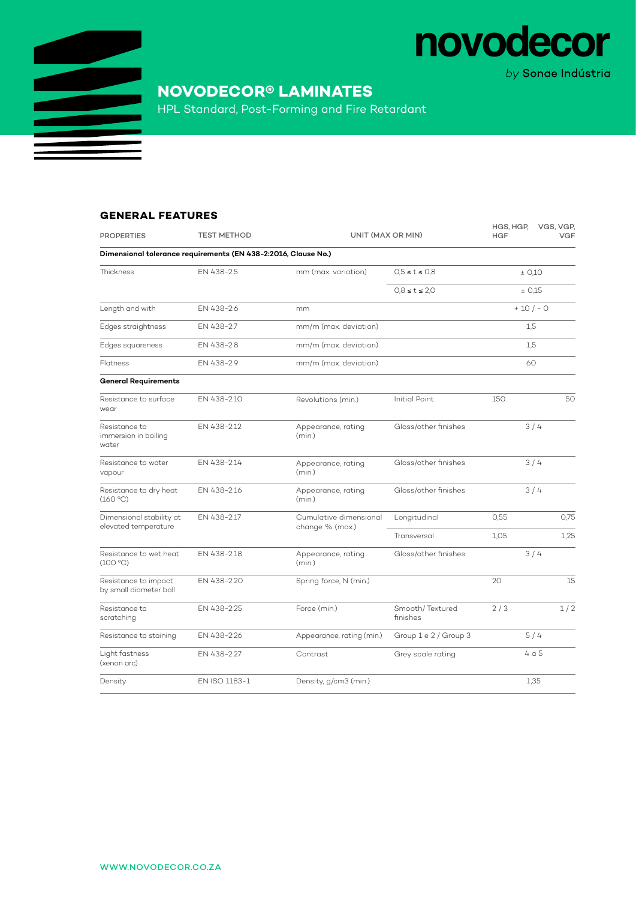# novodecor

*by* Sonae Indústria

## NOVODECOR® LAMINATES

HPL Standard, Post-Forming and Fire Retardant

### GENERAL FEATURES

| PROPERTIES | TEST METHOD | UNIT (MAX OR MIN) | | HGS, HGP, HGF | VGS, VGP, VGF |
|---|---|---|---|---|---|
| **Dimensional tolerance requirements (EN 438-2:2016, Clause No.)** | | | | | |
| Thickness | EN 438-2.5 | mm (max. variation) | 0,5 ≤ t ≤ 0,8 | ± 0,10 | |
| | | | 0,8 ≤ t ≤ 2,0 | ± 0,15 | |
| Length and with | EN 438-2.6 | mm | | + 10 / - 0 | |
| Edges straightness | EN 438-2.7 | mm/m (max. deviation) | | 1,5 | |
| Edges squareness | EN 438-2.8 | mm/m (max. deviation) | | 1,5 | |
| Flatness | EN 438-2.9 | mm/m (max. deviation) | | 60 | |
| **General Requirements** | | | | | |
| Resistance to surface wear | EN 438-2.10 | Revolutions (min.) | Initial Point | 150 | 50 |
| Resistance to immersion in boiling water | EN 438-2.12 | Appearance, rating (min.) | Gloss/other finishes | 3 / 4 | |
| Resistance to water vapour | EN 438-2.14 | Appearance, rating (min.) | Gloss/other finishes | 3 / 4 | |
| Resistance to dry heat (160 °C) | EN 438-2.16 | Appearance, rating (min.) | Gloss/other finishes | 3 / 4 | |
| Dimensional stability at elevated temperature | EN 438-2.17 | Cumulative dimensional change % (max.) | Longitudinal | 0,55 | 0,75 |
| | | | Transversal | 1,05 | 1,25 |
| Resistance to wet heat (100 °C) | EN 438-2.18 | Appearance, rating (min.) | Gloss/other finishes | 3 / 4 | |
| Resistance to impact by small diameter ball | EN 438-2.20 | Spring force, N (min.) | | 20 | 15 |
| Resistance to scratching | EN 438-2.25 | Force (min.) | Smooth/ Textured finishes | 2 / 3 | 1 / 2 |
| Resistance to staining | EN 438-2.26 | Appearance, rating (min.) | Group 1 e 2 / Group 3 | 5 / 4 | |
| Light fastness (xenon arc) | EN 438-2.27 | Contrast | Grey scale rating | 4 a 5 | |
| Density | EN ISO 1183-1 | Density, g/cm3 (min.) | | 1,35 | |

WWW.NOVODECOR.CO.ZA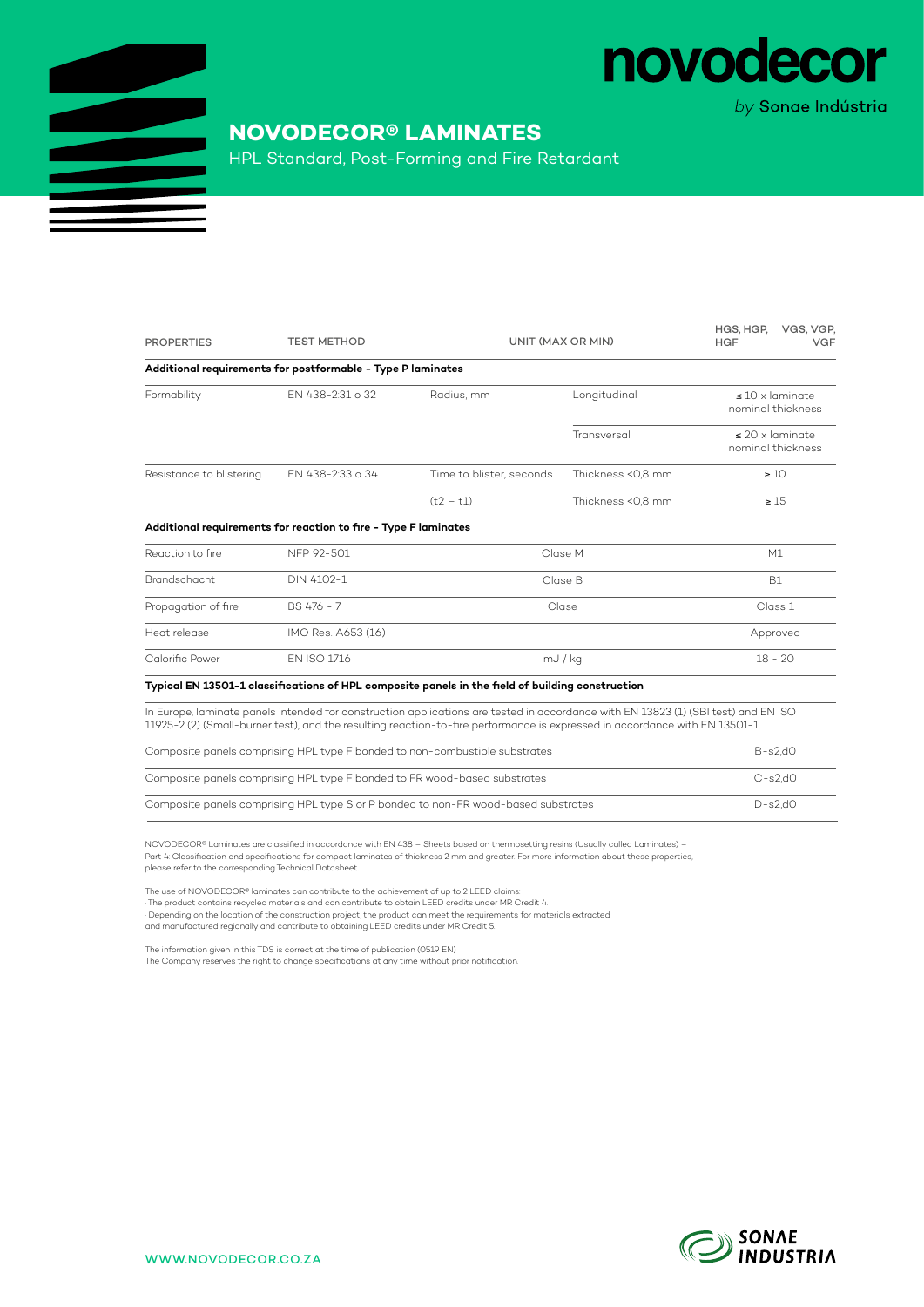novodecor

*by* Sonae Indústria

# NOVODECOR® LAMINATES

HPL Standard, Post-Forming and Fire Retardant

| PROPERTIES | TEST METHOD | UNIT (MAX OR MIN) | | HGS, HGP, HGF | VGS, VGP, VGF |
|---|---|---|---|---|---|
| **Additional requirements for postformable - Type P laminates** | | | | | |
| Formability | EN 438-2:31 o 32 | Radius, mm | Longitudinal | ≤ 10 x laminate nominal thickness | |
| | | | Transversal | ≤ 20 x laminate nominal thickness | |
| Resistance to blistering | EN 438-2:33 o 34 | Time to blister, seconds | Thickness <0,8 mm | ≥ 10 | |
| | | (t2 – t1) | Thickness <0,8 mm | ≥ 15 | |
| **Additional requirements for reaction to fire - Type F laminates** | | | | | |
| Reaction to fire | NFP 92-501 | Clase M | | M1 | |
| Brandschacht | DIN 4102-1 | Clase B | | B1 | |
| Propagation of fire | BS 476 - 7 | Clase | | Class 1 | |
| Heat release | IMO Res. A653 (16) | | | Approved | |
| Calorific Power | EN ISO 1716 | mJ / kg | | 18 - 20 | |

**Typical EN 13501-1 classifications of HPL composite panels in the field of building construction**

In Europe, laminate panels intended for construction applications are tested in accordance with EN 13823 (1) (SBI test) and EN ISO 11925-2 (2) (Small-burner test), and the resulting reaction-to-fire performance is expressed in accordance with EN 13501-1.

| | |
|---|---|
| Composite panels comprising HPL type F bonded to non-combustible substrates | B-s2,d0 |
| Composite panels comprising HPL type F bonded to FR wood-based substrates | C-s2,d0 |
| Composite panels comprising HPL type S or P bonded to non-FR wood-based substrates | D-s2,d0 |

NOVODECOR® Laminates are classified in accordance with EN 438 – Sheets based on thermosetting resins (Usually called Laminates) – Part 4: Classification and specifications for compact laminates of thickness 2 mm and greater. For more information about these properties, please refer to the corresponding Technical Datasheet.

The use of NOVODECOR® laminates can contribute to the achievement of up to 2 LEED claims:
· The product contains recycled materials and can contribute to obtain LEED credits under MR Credit 4.
· Depending on the location of the construction project, the product can meet the requirements for materials extracted and manufactured regionally and contribute to obtaining LEED credits under MR Credit 5.

The information given in this TDS is correct at the time of publication (0519 EN).
The Company reserves the right to change specifications at any time without prior notification.

WWW.NOVODECOR.CO.ZA

SONAE INDUSTRIA